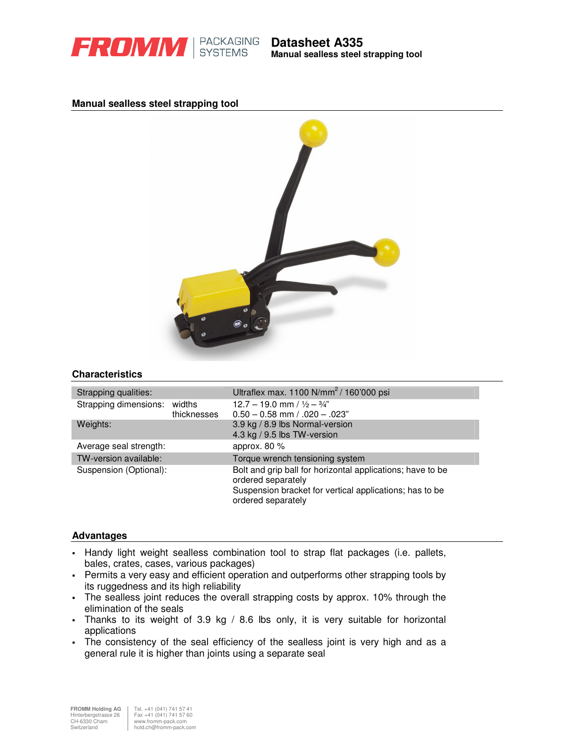# Datasheet A335

**Manual sealless steel strapping tool**

## Manual sealless steel strapping tool

## Characteristics

| | | |
|---|---|---|
| Strapping qualities: | | Ultraflex max. 1100 N/mm$^2$ / 160'000 psi |
| Strapping dimensions: | widths | 12.7 – 19.0 mm / ½ – ¾" |
| | thicknesses | 0.50 – 0.58 mm / .020 – .023" |
| Weights: | | 3.9 kg / 8.9 lbs Normal-version<br>4.3 kg / 9.5 lbs TW-version |
| Average seal strength: | | approx. 80 % |
| TW-version available: | | Torque wrench tensioning system |
| Suspension (Optional): | | Bolt and grip ball for horizontal applications; have to be ordered separately<br>Suspension bracket for vertical applications; has to be ordered separately |

## Advantages

- Handy light weight sealless combination tool to strap flat packages (i.e. pallets, bales, crates, cases, various packages)
- Permits a very easy and efficient operation and outperforms other strapping tools by its ruggedness and its high reliability
- The sealless joint reduces the overall strapping costs by approx. 10% through the elimination of the seals
- Thanks to its weight of 3.9 kg / 8.6 lbs only, it is very suitable for horizontal applications
- The consistency of the seal efficiency of the sealless joint is very high and as a general rule it is higher than joints using a separate seal

FROMM Holding AG
Hinterbergstrasse 26
CH-6330 Cham
Switzerland

Tel. +41 (041) 741 57 41
Fax +41 (041) 741 57 60
www.fromm-pack.com
hold.ch@fromm-pack.com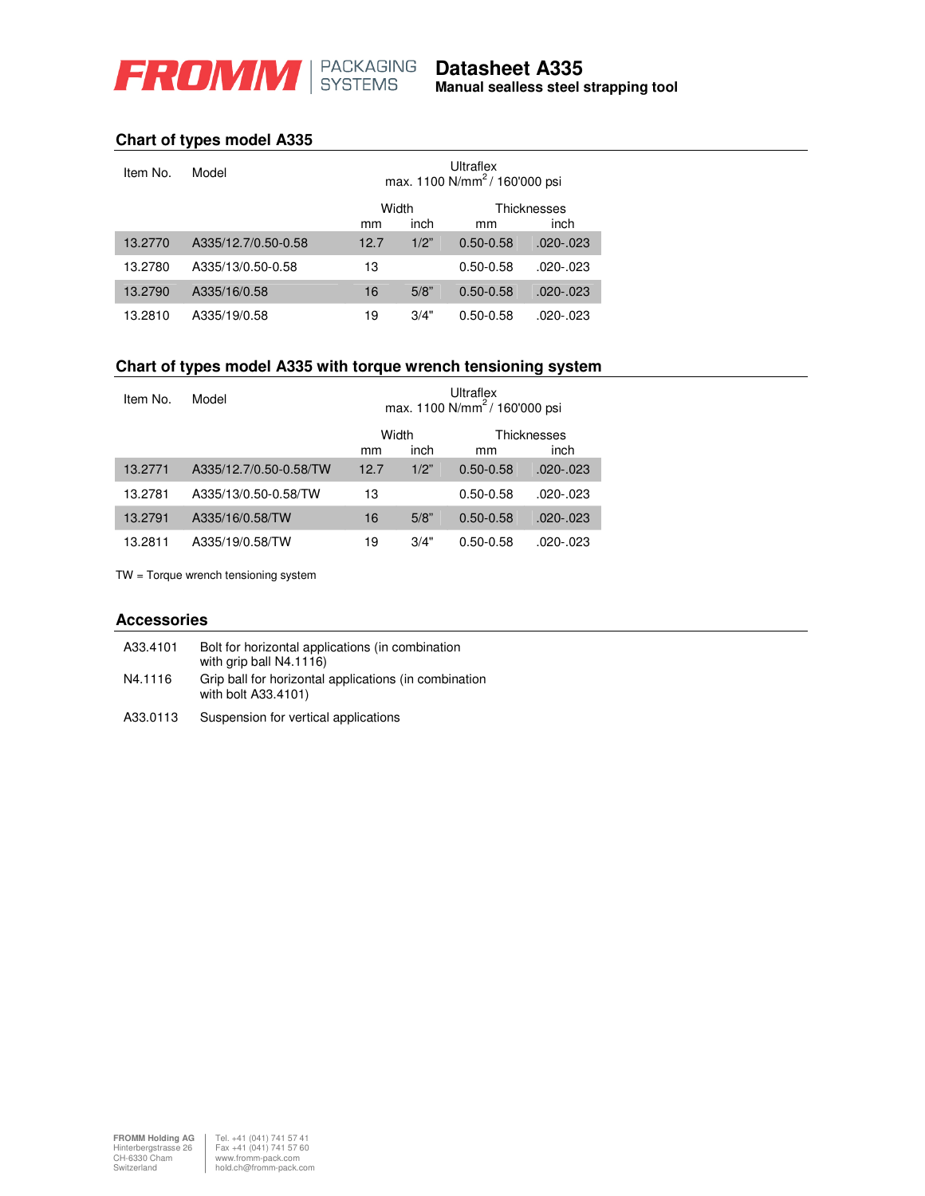# Datasheet A335

**Manual sealless steel strapping tool**

## Chart of types model A335

| Item No. | Model | Ultraflex max. 1100 N/mm$^2$ / 160'000 psi | | | |
|---|---|---|---|---|---|
| | | Width | | Thicknesses | |
| | | mm | inch | mm | inch |
| 13.2770 | A335/12.7/0.50-0.58 | 12.7 | 1/2" | 0.50-0.58 | .020-.023 |
| 13.2780 | A335/13/0.50-0.58 | 13 | | 0.50-0.58 | .020-.023 |
| 13.2790 | A335/16/0.58 | 16 | 5/8" | 0.50-0.58 | .020-.023 |
| 13.2810 | A335/19/0.58 | 19 | 3/4" | 0.50-0.58 | .020-.023 |

## Chart of types model A335 with torque wrench tensioning system

| Item No. | Model | Ultraflex max. 1100 N/mm$^2$ / 160'000 psi | | | |
|---|---|---|---|---|---|
| | | Width | | Thicknesses | |
| | | mm | inch | mm | inch |
| 13.2771 | A335/12.7/0.50-0.58/TW | 12.7 | 1/2" | 0.50-0.58 | .020-.023 |
| 13.2781 | A335/13/0.50-0.58/TW | 13 | | 0.50-0.58 | .020-.023 |
| 13.2791 | A335/16/0.58/TW | 16 | 5/8" | 0.50-0.58 | .020-.023 |
| 13.2811 | A335/19/0.58/TW | 19 | 3/4" | 0.50-0.58 | .020-.023 |

TW = Torque wrench tensioning system

## Accessories

| | |
|---|---|
| A33.4101 | Bolt for horizontal applications (in combination with grip ball N4.1116) |
| N4.1116 | Grip ball for horizontal applications (in combination with bolt A33.4101) |
| A33.0113 | Suspension for vertical applications |

**FROMM Holding AG**
Hinterbergstrasse 26
CH-6330 Cham
Switzerland

Tel. +41 (041) 741 57 41
Fax +41 (041) 741 57 60
www.fromm-pack.com
hold.ch@fromm-pack.com